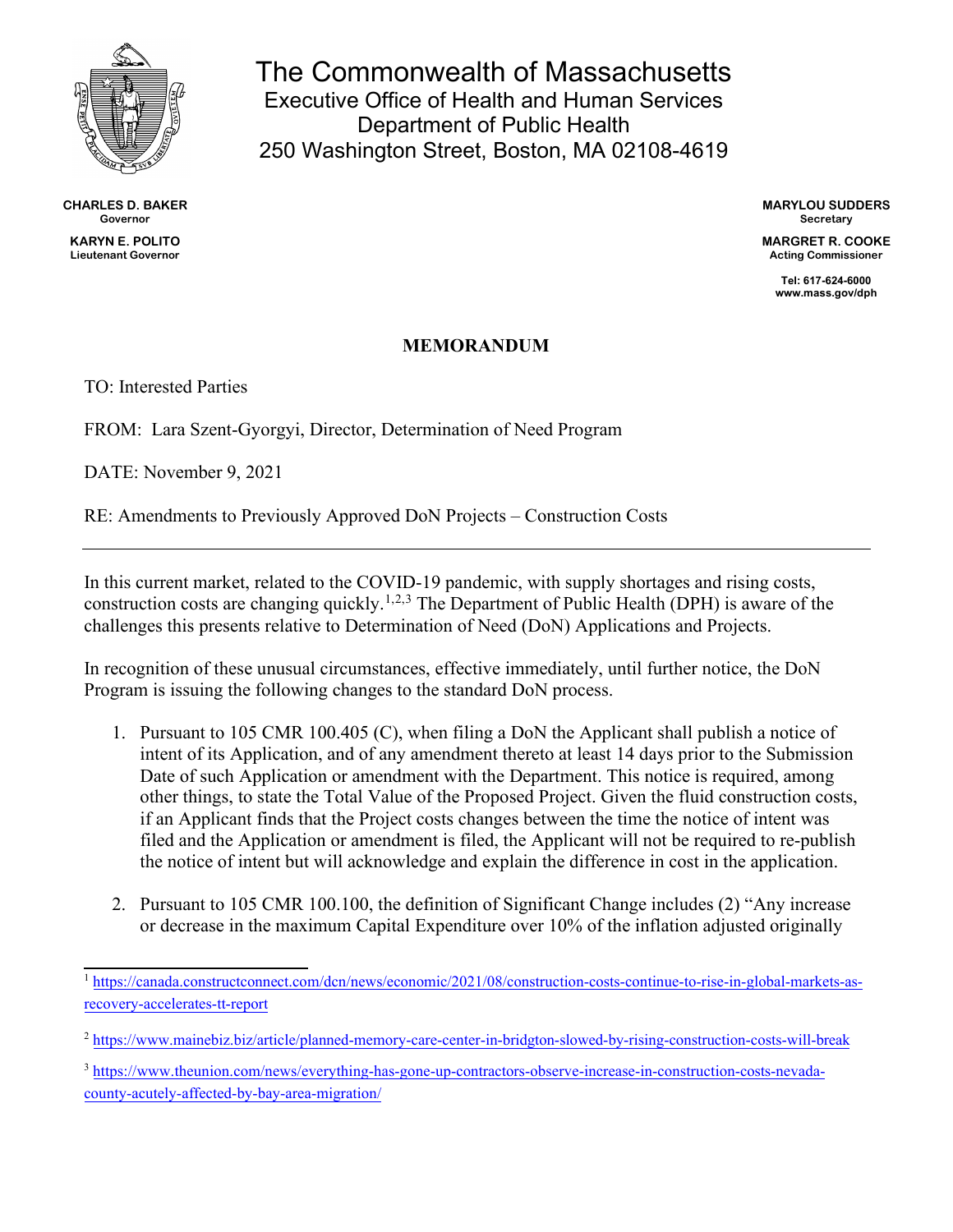# The Commonwealth of Massachusetts
## Executive Office of Health and Human Services
## Department of Public Health
## 250 Washington Street, Boston, MA 02108-4619

**CHARLES D. BAKER**
Governor

**KARYN E. POLITO**
Lieutenant Governor

**MARYLOU SUDDERS**
Secretary

**MARGRET R. COOKE**
Acting Commissioner

Tel: 617-624-6000
www.mass.gov/dph

**MEMORANDUM**

TO: Interested Parties

FROM: Lara Szent-Gyorgyi, Director, Determination of Need Program

DATE: November 9, 2021

RE: Amendments to Previously Approved DoN Projects – Construction Costs

---

In this current market, related to the COVID-19 pandemic, with supply shortages and rising costs, construction costs are changing quickly.[1,2,3] The Department of Public Health (DPH) is aware of the challenges this presents relative to Determination of Need (DoN) Applications and Projects.

In recognition of these unusual circumstances, effective immediately, until further notice, the DoN Program is issuing the following changes to the standard DoN process.

1. Pursuant to 105 CMR 100.405 (C), when filing a DoN the Applicant shall publish a notice of intent of its Application, and of any amendment thereto at least 14 days prior to the Submission Date of such Application or amendment with the Department. This notice is required, among other things, to state the Total Value of the Proposed Project. Given the fluid construction costs, if an Applicant finds that the Project costs changes between the time the notice of intent was filed and the Application or amendment is filed, the Applicant will not be required to re-publish the notice of intent but will acknowledge and explain the difference in cost in the application.

2. Pursuant to 105 CMR 100.100, the definition of Significant Change includes (2) "Any increase or decrease in the maximum Capital Expenditure over 10% of the inflation adjusted originally

---

[1] https://canada.constructconnect.com/dcn/news/economic/2021/08/construction-costs-continue-to-rise-in-global-markets-as-recovery-accelerates-tt-report

[2] https://www.mainebiz.biz/article/planned-memory-care-center-in-bridgton-slowed-by-rising-construction-costs-will-break

[3] https://www.theunion.com/news/everything-has-gone-up-contractors-observe-increase-in-construction-costs-nevada-county-acutely-affected-by-bay-area-migration/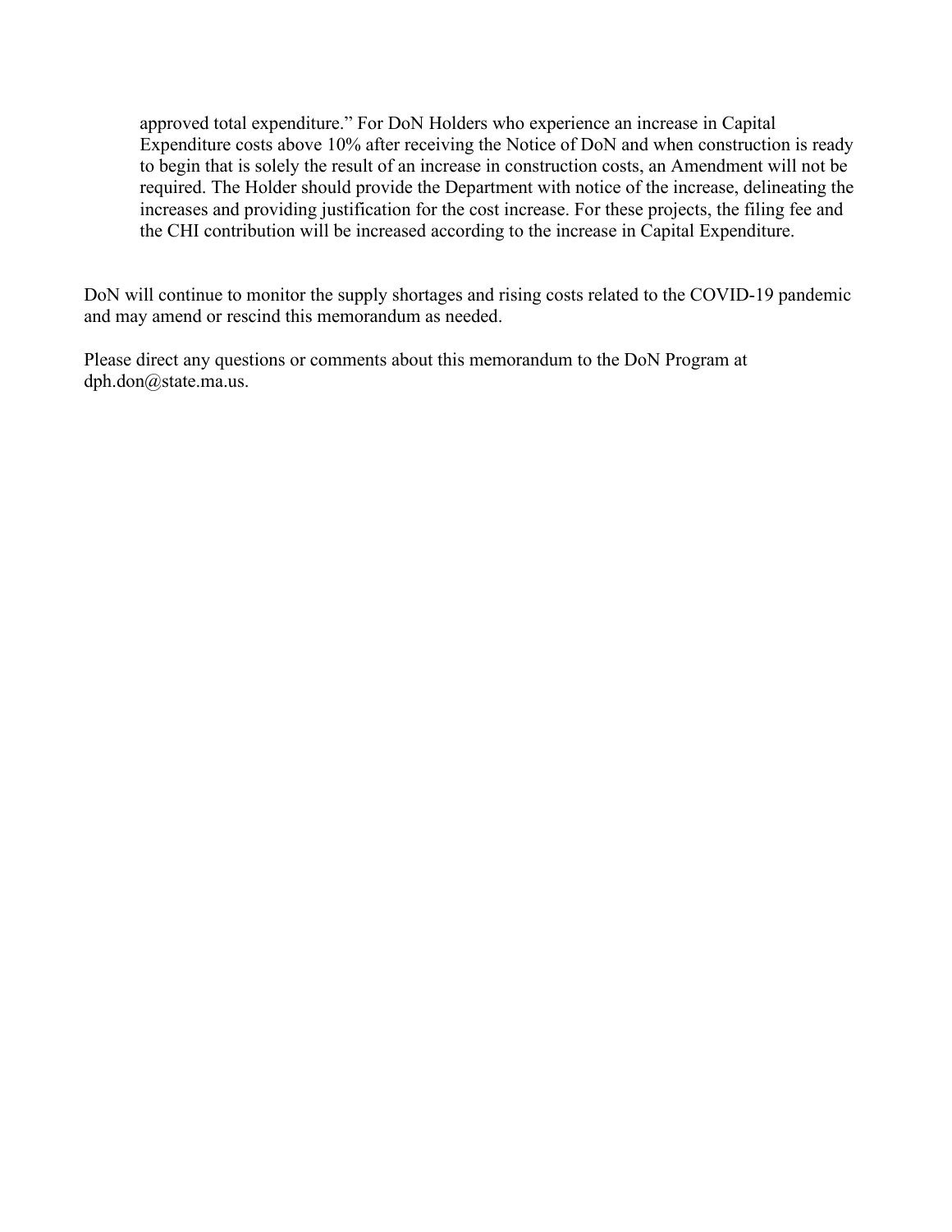approved total expenditure." For DoN Holders who experience an increase in Capital Expenditure costs above 10% after receiving the Notice of DoN and when construction is ready to begin that is solely the result of an increase in construction costs, an Amendment will not be required. The Holder should provide the Department with notice of the increase, delineating the increases and providing justification for the cost increase. For these projects, the filing fee and the CHI contribution will be increased according to the increase in Capital Expenditure.

DoN will continue to monitor the supply shortages and rising costs related to the COVID-19 pandemic and may amend or rescind this memorandum as needed.

Please direct any questions or comments about this memorandum to the DoN Program at dph.don@state.ma.us.